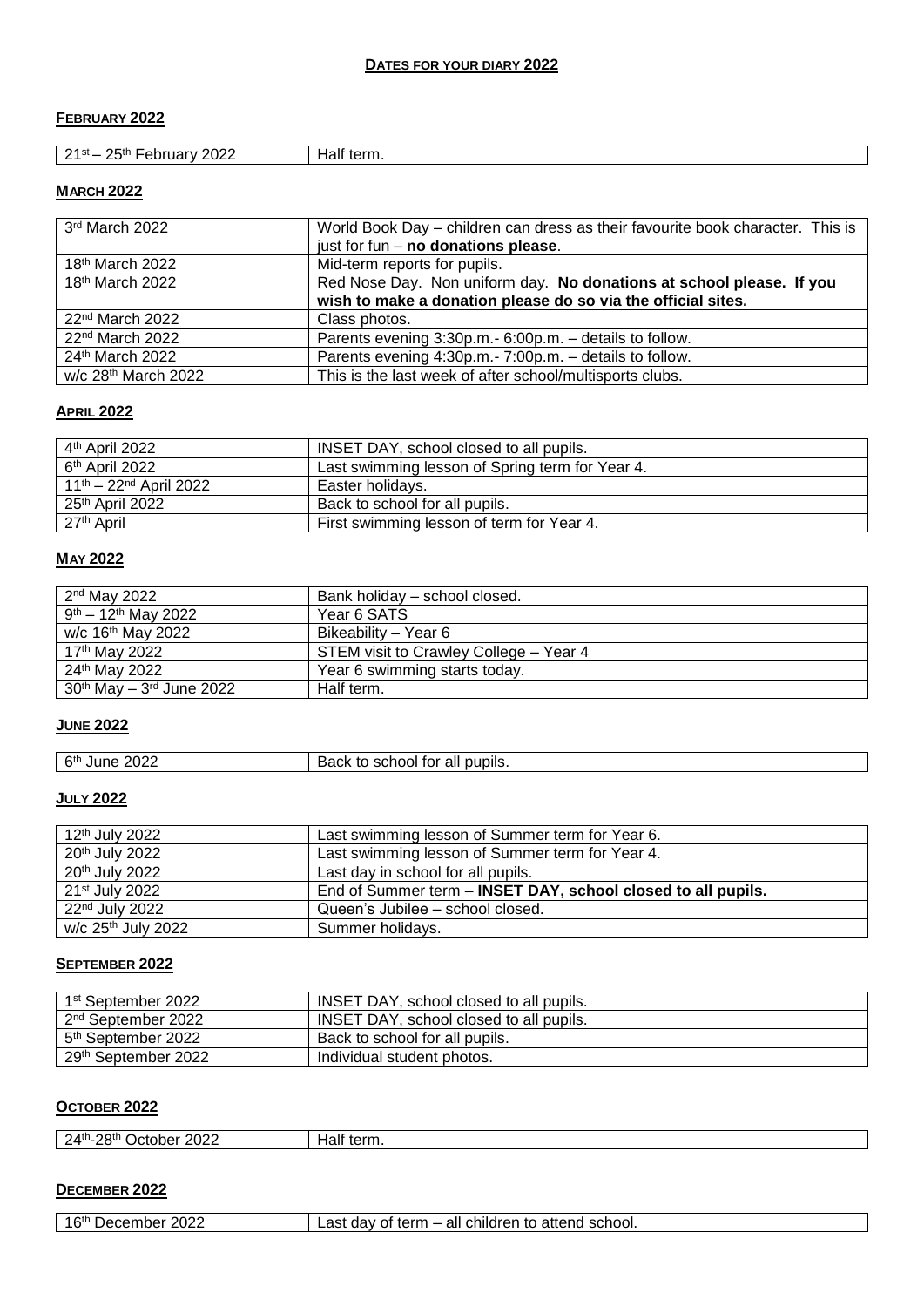## DATES FOR YOUR DIARY 2022

### FEBRUARY 2022

| | |
|---|---|
| 21st – 25th February 2022 | Half term. |

### MARCH 2022

| | |
|---|---|
| 3rd March 2022 | World Book Day – children can dress as their favourite book character. This is just for fun – **no donations please**. |
| 18th March 2022 | Mid-term reports for pupils. |
| 18th March 2022 | Red Nose Day. Non uniform day. **No donations at school please. If you wish to make a donation please do so via the official sites.** |
| 22nd March 2022 | Class photos. |
| 22nd March 2022 | Parents evening 3:30p.m.- 6:00p.m. – details to follow. |
| 24th March 2022 | Parents evening 4:30p.m.- 7:00p.m. – details to follow. |
| w/c 28th March 2022 | This is the last week of after school/multisports clubs. |

### APRIL 2022

| | |
|---|---|
| 4th April 2022 | INSET DAY, school closed to all pupils. |
| 6th April 2022 | Last swimming lesson of Spring term for Year 4. |
| 11th – 22nd April 2022 | Easter holidays. |
| 25th April 2022 | Back to school for all pupils. |
| 27th April | First swimming lesson of term for Year 4. |

### MAY 2022

| | |
|---|---|
| 2nd May 2022 | Bank holiday – school closed. |
| 9th – 12th May 2022 | Year 6 SATS |
| w/c 16th May 2022 | Bikeability – Year 6 |
| 17th May 2022 | STEM visit to Crawley College – Year 4 |
| 24th May 2022 | Year 6 swimming starts today. |
| 30th May – 3rd June 2022 | Half term. |

### JUNE 2022

| | |
|---|---|
| 6th June 2022 | Back to school for all pupils. |

### JULY 2022

| | |
|---|---|
| 12th July 2022 | Last swimming lesson of Summer term for Year 6. |
| 20th July 2022 | Last swimming lesson of Summer term for Year 4. |
| 20th July 2022 | Last day in school for all pupils. |
| 21st July 2022 | End of Summer term – **INSET DAY, school closed to all pupils.** |
| 22nd July 2022 | Queen's Jubilee – school closed. |
| w/c 25th July 2022 | Summer holidays. |

### SEPTEMBER 2022

| | |
|---|---|
| 1st September 2022 | INSET DAY, school closed to all pupils. |
| 2nd September 2022 | INSET DAY, school closed to all pupils. |
| 5th September 2022 | Back to school for all pupils. |
| 29th September 2022 | Individual student photos. |

### OCTOBER 2022

| | |
|---|---|
| 24th-28th October 2022 | Half term. |

### DECEMBER 2022

| | |
|---|---|
| 16th December 2022 | Last day of term – all children to attend school. |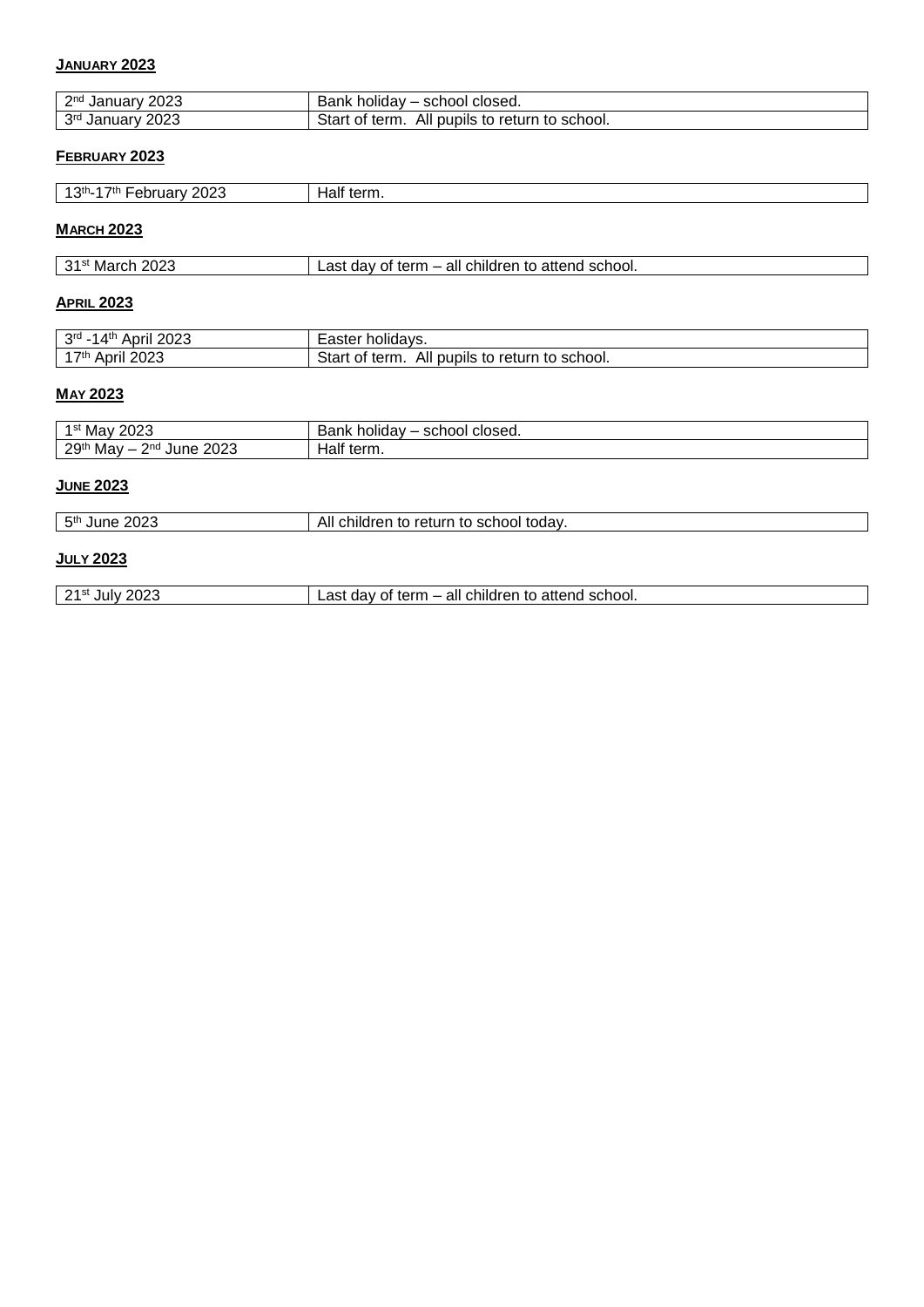**JANUARY 2023**

| | |
|---|---|
| 2nd January 2023 | Bank holiday – school closed. |
| 3rd January 2023 | Start of term. All pupils to return to school. |

**FEBRUARY 2023**

| | |
|---|---|
| 13th-17th February 2023 | Half term. |

**MARCH 2023**

| | |
|---|---|
| 31st March 2023 | Last day of term – all children to attend school. |

**APRIL 2023**

| | |
|---|---|
| 3rd -14th April 2023 | Easter holidays. |
| 17th April 2023 | Start of term. All pupils to return to school. |

**MAY 2023**

| | |
|---|---|
| 1st May 2023 | Bank holiday – school closed. |
| 29th May – 2nd June 2023 | Half term. |

**JUNE 2023**

| | |
|---|---|
| 5th June 2023 | All children to return to school today. |

**JULY 2023**

| | |
|---|---|
| 21st July 2023 | Last day of term – all children to attend school. |